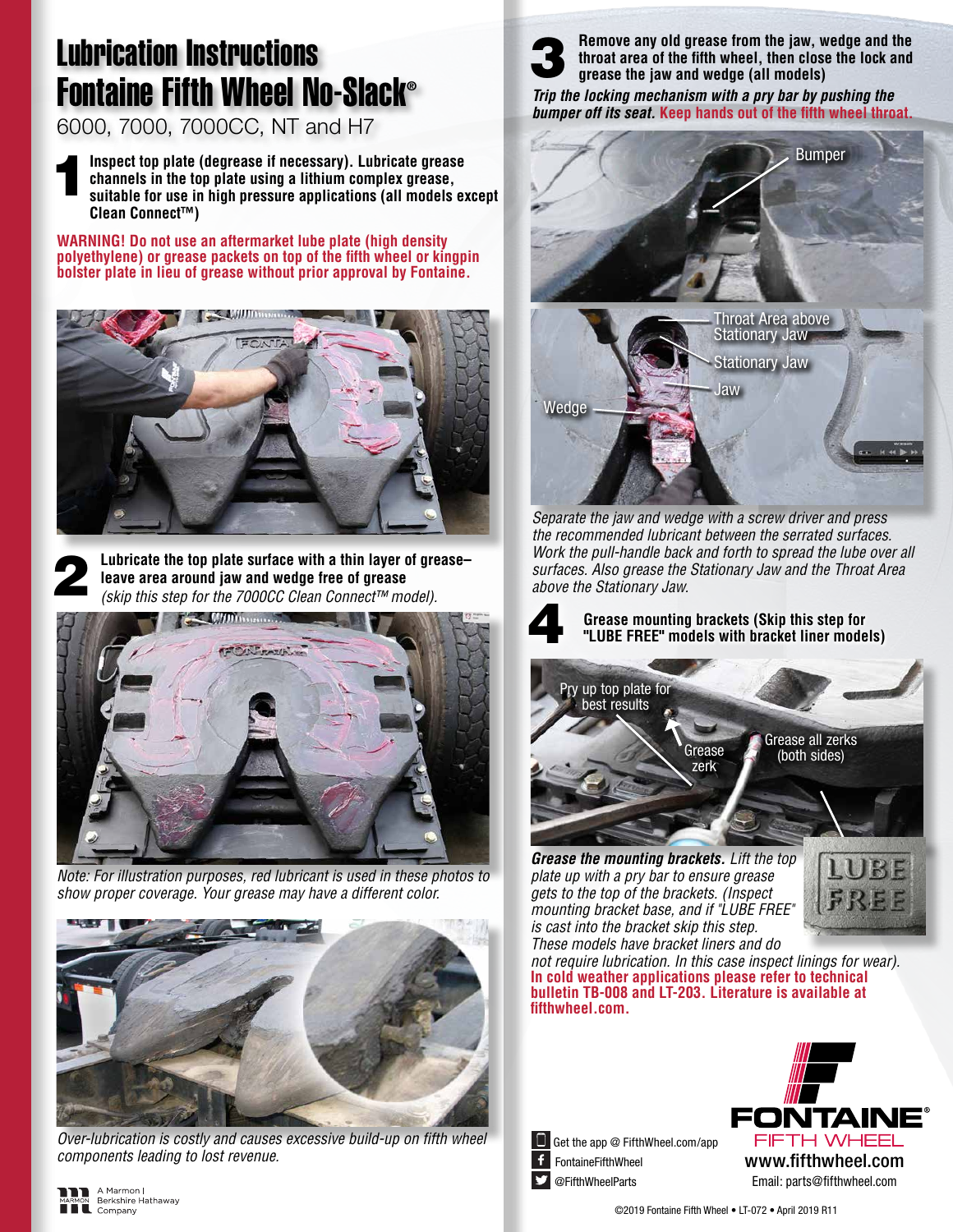# Lubrication Instructions
# Fontaine Fifth Wheel No-Slack®

6000, 7000, 7000CC, NT and H7

**1** **Inspect top plate (degrease if necessary). Lubricate grease channels in the top plate using a lithium complex grease, suitable for use in high pressure applications (all models except Clean Connect™)**

**WARNING! Do not use an aftermarket lube plate (high density polyethylene) or grease packets on top of the fifth wheel or kingpin bolster plate in lieu of grease without prior approval by Fontaine.**

**2** **Lubricate the top plate surface with a thin layer of grease– leave area around jaw and wedge free of grease** *(skip this step for the 7000CC Clean Connect™ model).*

*Note: For illustration purposes, red lubricant is used in these photos to show proper coverage. Your grease may have a different color.*

*Over-lubrication is costly and causes excessive build-up on fifth wheel components leading to lost revenue.*

**3** **Remove any old grease from the jaw, wedge and the throat area of the fifth wheel, then close the lock and grease the jaw and wedge (all models)**

***Trip the locking mechanism with a pry bar by pushing the bumper off its seat.*** **Keep hands out of the fifth wheel throat.**

Bumper

Throat Area above Stationary Jaw

Stationary Jaw

Jaw

Wedge

*Separate the jaw and wedge with a screw driver and press the recommended lubricant between the serrated surfaces. Work the pull-handle back and forth to spread the lube over all surfaces. Also grease the Stationary Jaw and the Throat Area above the Stationary Jaw.*

**4** **Grease mounting brackets (Skip this step for "LUBE FREE" models with bracket liner models)**

Pry up top plate for best results

Grease zerk

Grease all zerks (both sides)

***Grease the mounting brackets.*** *Lift the top plate up with a pry bar to ensure grease gets to the top of the brackets. (Inspect mounting bracket base, and if "LUBE FREE" is cast into the bracket skip this step. These models have bracket liners and do not require lubrication. In this case inspect linings for wear).*

LUBE FREE

**In cold weather applications please refer to technical bulletin TB-008 and LT-203. Literature is available at fifthwheel.com.**

Get the app @ FifthWheel.com/app

FontaineFifthWheel

@FifthWheelParts

FONTAINE® FIFTH WHEEL

**www.fifthwheel.com**

Email: parts@fifthwheel.com

MARMON A Marmon | Berkshire Hathaway Company

©2019 Fontaine Fifth Wheel • LT-072 • April 2019 R11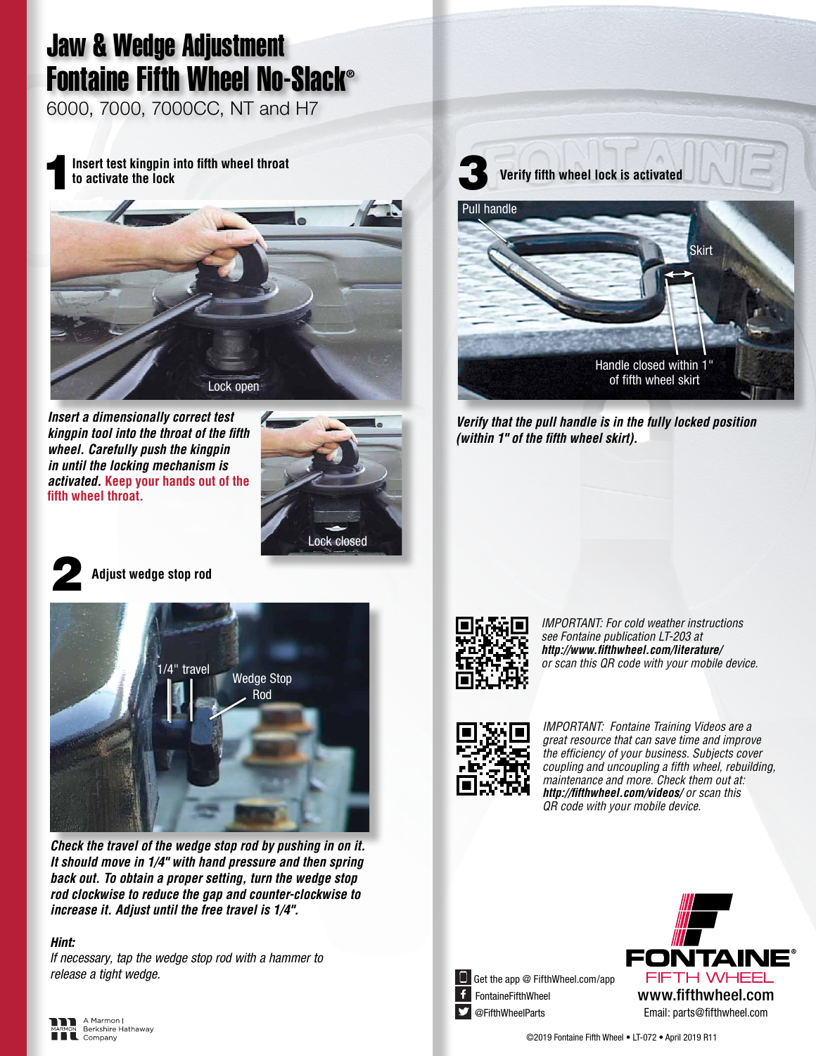# Jaw & Wedge Adjustment
# Fontaine Fifth Wheel No-Slack®

6000, 7000, 7000CC, NT and H7

## 1 Insert test kingpin into fifth wheel throat to activate the lock

Lock open

***Insert a dimensionally correct test kingpin tool into the throat of the fifth wheel. Carefully push the kingpin in until the locking mechanism is activated. Keep your hands out of the fifth wheel throat.***

Lock closed

## 2 Adjust wedge stop rod

1/4" travel

Wedge Stop Rod

***Check the travel of the wedge stop rod by pushing in on it. It should move in 1/4" with hand pressure and then spring back out. To obtain a proper setting, turn the wedge stop rod clockwise to reduce the gap and counter-clockwise to increase it. Adjust until the free travel is 1/4".***

***Hint:***

*If necessary, tap the wedge stop rod with a hammer to release a tight wedge.*

## 3 Verify fifth wheel lock is activated

Pull handle

Skirt

Handle closed within 1" of fifth wheel skirt

***Verify that the pull handle is in the fully locked position (within 1" of the fifth wheel skirt).***

*IMPORTANT: For cold weather instructions see Fontaine publication LT-203 at **http://www.fifthwheel.com/literature/** or scan this QR code with your mobile device.*

*IMPORTANT: Fontaine Training Videos are a great resource that can save time and improve the efficiency of your business. Subjects cover coupling and uncoupling a fifth wheel, rebuilding, maintenance and more. Check them out at: **http://fifthwheel.com/videos/** or scan this QR code with your mobile device.*

Get the app @ FifthWheel.com/app

FontaineFifthWheel

@FifthWheelParts

FONTAINE® FIFTH WHEEL

www.fifthwheel.com

Email: parts@fifthwheel.com

A Marmon | Berkshire Hathaway Company

©2019 Fontaine Fifth Wheel • LT-072 • April 2019 R11